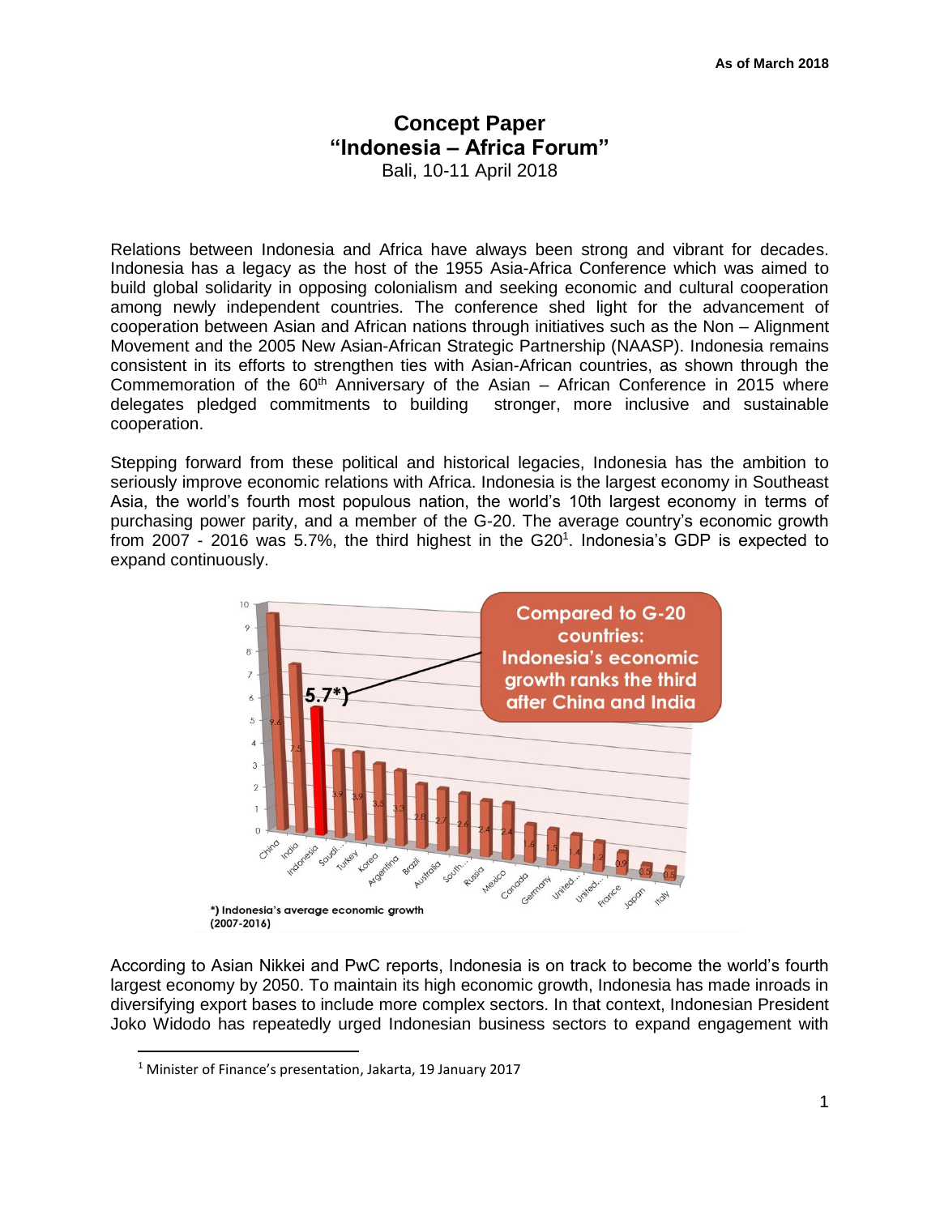**As of March 2018**

# Concept Paper
# "Indonesia – Africa Forum"

Bali, 10-11 April 2018

Relations between Indonesia and Africa have always been strong and vibrant for decades. Indonesia has a legacy as the host of the 1955 Asia-Africa Conference which was aimed to build global solidarity in opposing colonialism and seeking economic and cultural cooperation among newly independent countries. The conference shed light for the advancement of cooperation between Asian and African nations through initiatives such as the Non – Alignment Movement and the 2005 New Asian-African Strategic Partnership (NAASP). Indonesia remains consistent in its efforts to strengthen ties with Asian-African countries, as shown through the Commemoration of the 60th Anniversary of the Asian – African Conference in 2015 where delegates pledged commitments to building stronger, more inclusive and sustainable cooperation.

Stepping forward from these political and historical legacies, Indonesia has the ambition to seriously improve economic relations with Africa. Indonesia is the largest economy in Southeast Asia, the world's fourth most populous nation, the world's 10th largest economy in terms of purchasing power parity, and a member of the G-20. The average country's economic growth from 2007 - 2016 was 5.7%, the third highest in the G20[1]. Indonesia's GDP is expected to expand continuously.

**Compared to G-20 countries: Indonesia's economic growth ranks the third after China and India**

| Country | Growth |
|---|---|
| China | 9.6 |
| India | 7.5 |
| Indonesia | 5.7*) |
| Saudi... | 3.9 |
| Turkey | 3.9 |
| Korea | 3.5 |
| Argentina | 3.3 |
| Brazil | 2.8 |
| Australia | 2.7 |
| South... | 2.6 |
| Russia | 2.4 |
| Mexico | 2.4 |
| Canada | 1.6 |
| Germany | 1.5 |
| United... | 1.4 |
| United... | 1.2 |
| France | 0.9 |
| Japan | 0.6 |
| Italy | 0.5 |

*) Indonesia's average economic growth (2007-2016)

According to Asian Nikkei and PwC reports, Indonesia is on track to become the world's fourth largest economy by 2050. To maintain its high economic growth, Indonesia has made inroads in diversifying export bases to include more complex sectors. In that context, Indonesian President Joko Widodo has repeatedly urged Indonesian business sectors to expand engagement with

[1] Minister of Finance's presentation, Jakarta, 19 January 2017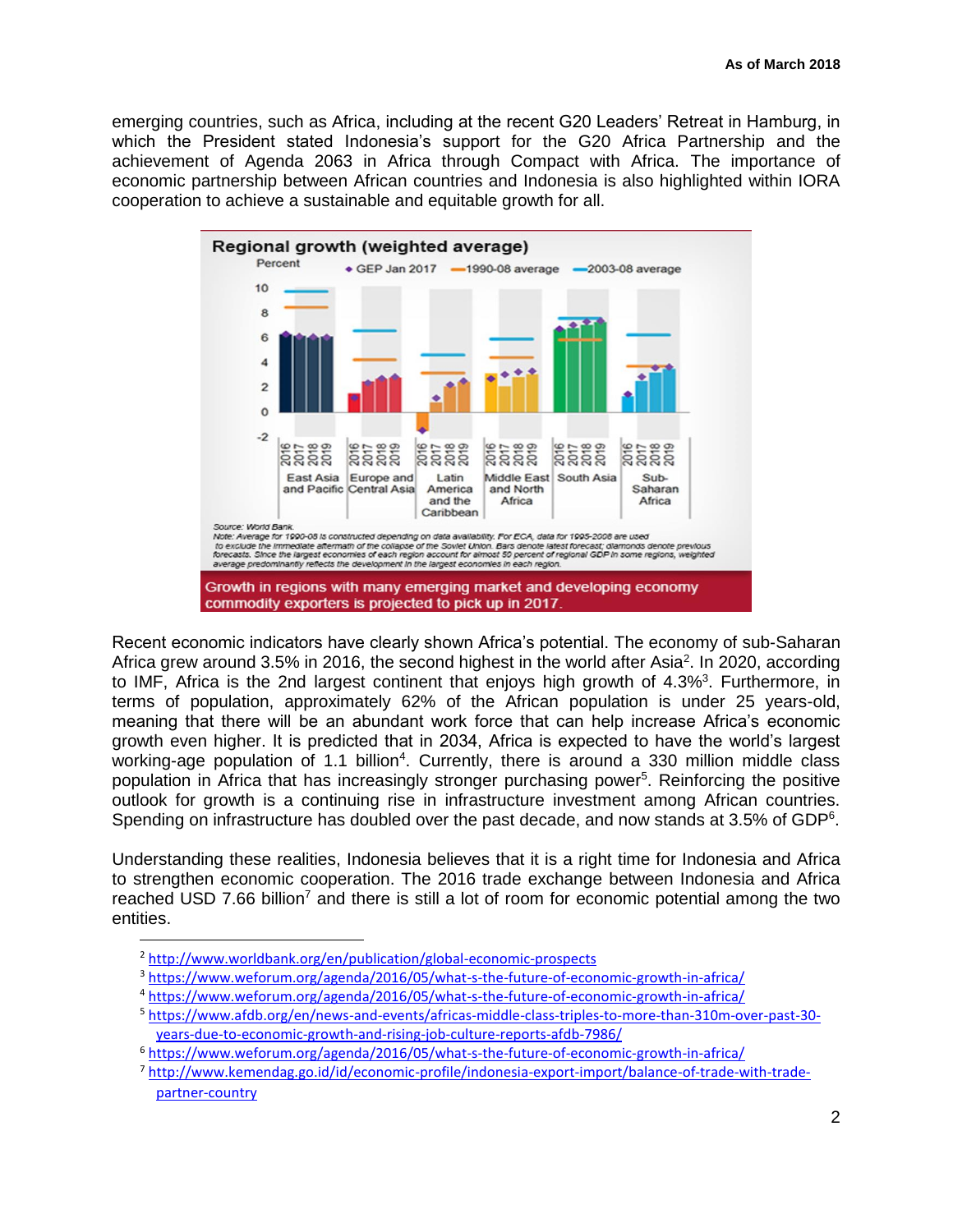emerging countries, such as Africa, including at the recent G20 Leaders' Retreat in Hamburg, in which the President stated Indonesia's support for the G20 Africa Partnership and the achievement of Agenda 2063 in Africa through Compact with Africa. The importance of economic partnership between African countries and Indonesia is also highlighted within IORA cooperation to achieve a sustainable and equitable growth for all.

**Regional growth (weighted average)**

Source: World Bank.
Note: Average for 1990-08 is constructed depending on data availability. For ECA, data for 1995-2008 are used to exclude the immediate aftermath of the collapse of the Soviet Union. Bars denote latest forecast; diamonds denote previous forecasts. Since the largest economies of each region account for almost 50 percent of regional GDP in some regions, weighted average predominantly reflects the development in the largest economies in each region.

Growth in regions with many emerging market and developing economy commodity exporters is projected to pick up in 2017.

Recent economic indicators have clearly shown Africa's potential. The economy of sub-Saharan Africa grew around 3.5% in 2016, the second highest in the world after Asia[2]. In 2020, according to IMF, Africa is the 2nd largest continent that enjoys high growth of 4.3%[3]. Furthermore, in terms of population, approximately 62% of the African population is under 25 years-old, meaning that there will be an abundant work force that can help increase Africa's economic growth even higher. It is predicted that in 2034, Africa is expected to have the world's largest working-age population of 1.1 billion[4]. Currently, there is around a 330 million middle class population in Africa that has increasingly stronger purchasing power[5]. Reinforcing the positive outlook for growth is a continuing rise in infrastructure investment among African countries. Spending on infrastructure has doubled over the past decade, and now stands at 3.5% of GDP[6].

Understanding these realities, Indonesia believes that it is a right time for Indonesia and Africa to strengthen economic cooperation. The 2016 trade exchange between Indonesia and Africa reached USD 7.66 billion[7] and there is still a lot of room for economic potential among the two entities.

---

[2] http://www.worldbank.org/en/publication/global-economic-prospects

[3] https://www.weforum.org/agenda/2016/05/what-s-the-future-of-economic-growth-in-africa/

[4] https://www.weforum.org/agenda/2016/05/what-s-the-future-of-economic-growth-in-africa/

[5] https://www.afdb.org/en/news-and-events/africas-middle-class-triples-to-more-than-310m-over-past-30-years-due-to-economic-growth-and-rising-job-culture-reports-afdb-7986/

[6] https://www.weforum.org/agenda/2016/05/what-s-the-future-of-economic-growth-in-africa/

[7] http://www.kemendag.go.id/id/economic-profile/indonesia-export-import/balance-of-trade-with-trade-partner-country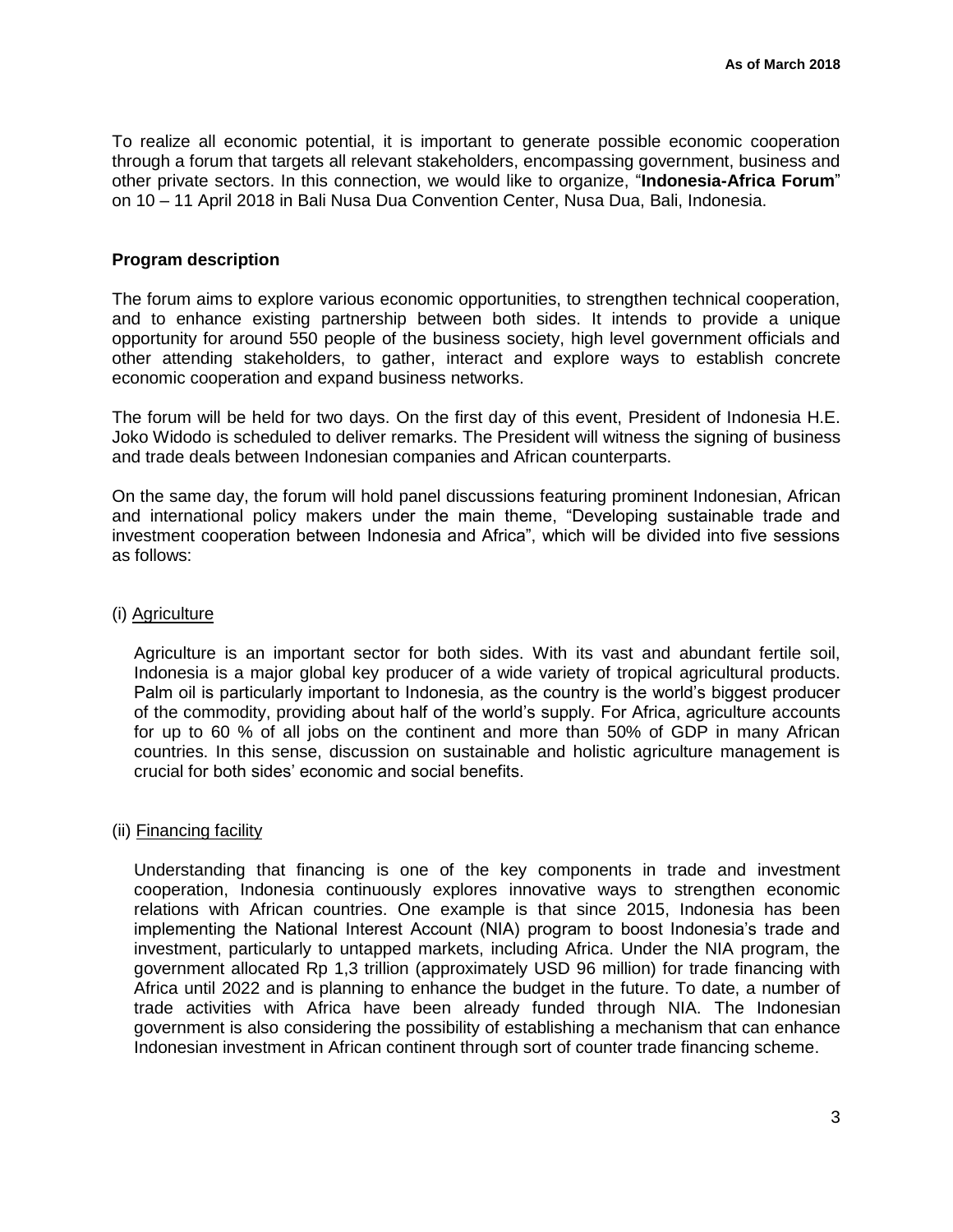To realize all economic potential, it is important to generate possible economic cooperation through a forum that targets all relevant stakeholders, encompassing government, business and other private sectors. In this connection, we would like to organize, "**Indonesia-Africa Forum**" on 10 – 11 April 2018 in Bali Nusa Dua Convention Center, Nusa Dua, Bali, Indonesia.

## Program description

The forum aims to explore various economic opportunities, to strengthen technical cooperation, and to enhance existing partnership between both sides. It intends to provide a unique opportunity for around 550 people of the business society, high level government officials and other attending stakeholders, to gather, interact and explore ways to establish concrete economic cooperation and expand business networks.

The forum will be held for two days. On the first day of this event, President of Indonesia H.E. Joko Widodo is scheduled to deliver remarks. The President will witness the signing of business and trade deals between Indonesian companies and African counterparts.

On the same day, the forum will hold panel discussions featuring prominent Indonesian, African and international policy makers under the main theme, "Developing sustainable trade and investment cooperation between Indonesia and Africa", which will be divided into five sessions as follows:

(i) Agriculture

Agriculture is an important sector for both sides. With its vast and abundant fertile soil, Indonesia is a major global key producer of a wide variety of tropical agricultural products. Palm oil is particularly important to Indonesia, as the country is the world's biggest producer of the commodity, providing about half of the world's supply. For Africa, agriculture accounts for up to 60 % of all jobs on the continent and more than 50% of GDP in many African countries. In this sense, discussion on sustainable and holistic agriculture management is crucial for both sides' economic and social benefits.

(ii) Financing facility

Understanding that financing is one of the key components in trade and investment cooperation, Indonesia continuously explores innovative ways to strengthen economic relations with African countries. One example is that since 2015, Indonesia has been implementing the National Interest Account (NIA) program to boost Indonesia's trade and investment, particularly to untapped markets, including Africa. Under the NIA program, the government allocated Rp 1,3 trillion (approximately USD 96 million) for trade financing with Africa until 2022 and is planning to enhance the budget in the future. To date, a number of trade activities with Africa have been already funded through NIA. The Indonesian government is also considering the possibility of establishing a mechanism that can enhance Indonesian investment in African continent through sort of counter trade financing scheme.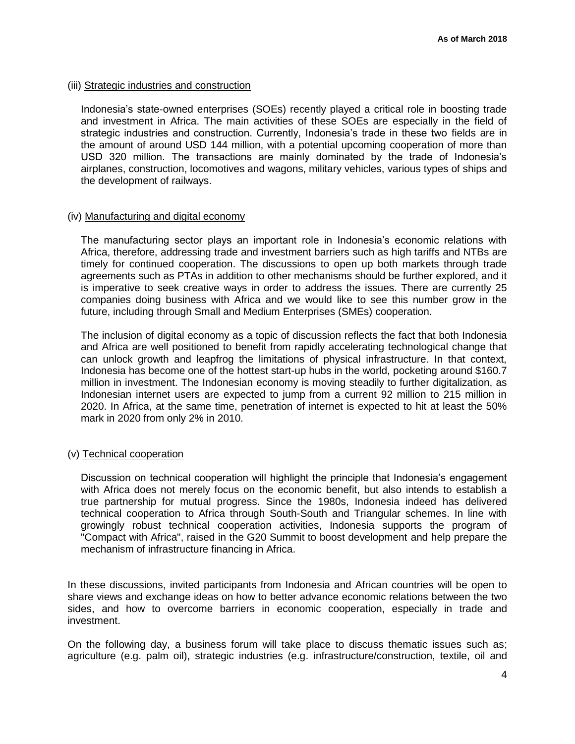(iii) Strategic industries and construction

Indonesia's state-owned enterprises (SOEs) recently played a critical role in boosting trade and investment in Africa. The main activities of these SOEs are especially in the field of strategic industries and construction. Currently, Indonesia's trade in these two fields are in the amount of around USD 144 million, with a potential upcoming cooperation of more than USD 320 million. The transactions are mainly dominated by the trade of Indonesia's airplanes, construction, locomotives and wagons, military vehicles, various types of ships and the development of railways.

(iv) Manufacturing and digital economy

The manufacturing sector plays an important role in Indonesia's economic relations with Africa, therefore, addressing trade and investment barriers such as high tariffs and NTBs are timely for continued cooperation. The discussions to open up both markets through trade agreements such as PTAs in addition to other mechanisms should be further explored, and it is imperative to seek creative ways in order to address the issues. There are currently 25 companies doing business with Africa and we would like to see this number grow in the future, including through Small and Medium Enterprises (SMEs) cooperation.

The inclusion of digital economy as a topic of discussion reflects the fact that both Indonesia and Africa are well positioned to benefit from rapidly accelerating technological change that can unlock growth and leapfrog the limitations of physical infrastructure. In that context, Indonesia has become one of the hottest start-up hubs in the world, pocketing around $160.7 million in investment. The Indonesian economy is moving steadily to further digitalization, as Indonesian internet users are expected to jump from a current 92 million to 215 million in 2020. In Africa, at the same time, penetration of internet is expected to hit at least the 50% mark in 2020 from only 2% in 2010.

(v) Technical cooperation

Discussion on technical cooperation will highlight the principle that Indonesia's engagement with Africa does not merely focus on the economic benefit, but also intends to establish a true partnership for mutual progress. Since the 1980s, Indonesia indeed has delivered technical cooperation to Africa through South-South and Triangular schemes. In line with growingly robust technical cooperation activities, Indonesia supports the program of "Compact with Africa", raised in the G20 Summit to boost development and help prepare the mechanism of infrastructure financing in Africa.

In these discussions, invited participants from Indonesia and African countries will be open to share views and exchange ideas on how to better advance economic relations between the two sides, and how to overcome barriers in economic cooperation, especially in trade and investment.

On the following day, a business forum will take place to discuss thematic issues such as; agriculture (e.g. palm oil), strategic industries (e.g. infrastructure/construction, textile, oil and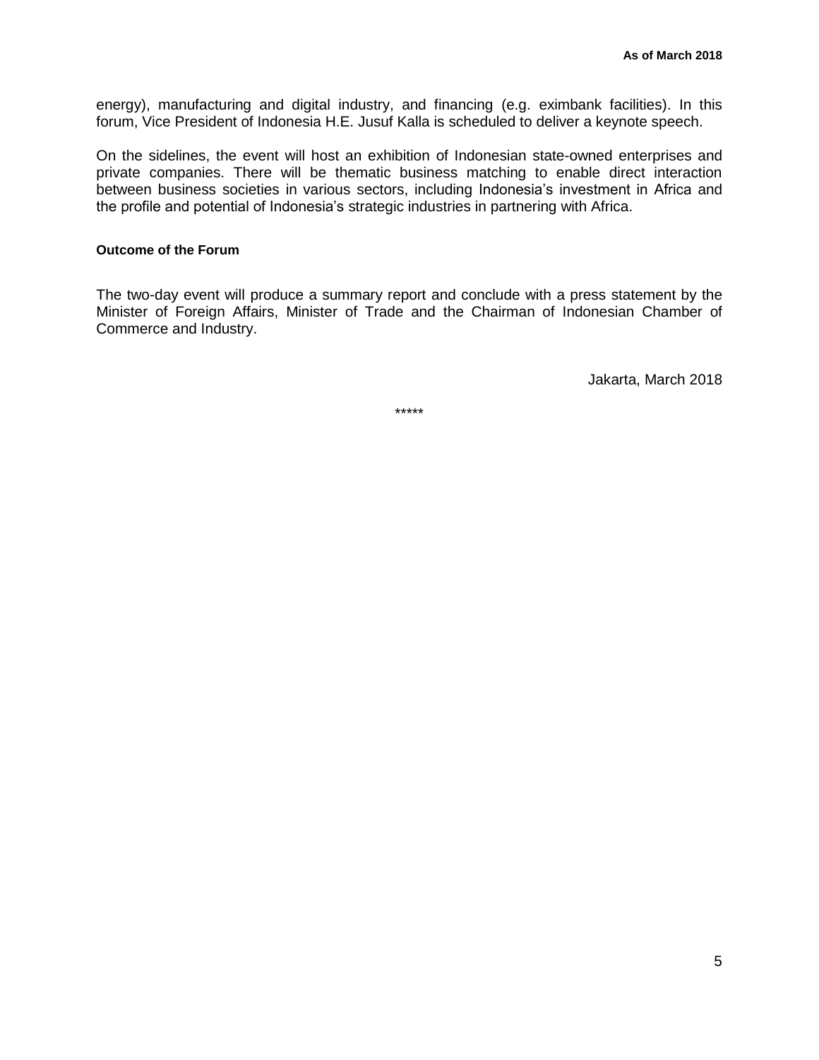energy), manufacturing and digital industry, and financing (e.g. eximbank facilities). In this forum, Vice President of Indonesia H.E. Jusuf Kalla is scheduled to deliver a keynote speech.

On the sidelines, the event will host an exhibition of Indonesian state-owned enterprises and private companies. There will be thematic business matching to enable direct interaction between business societies in various sectors, including Indonesia's investment in Africa and the profile and potential of Indonesia's strategic industries in partnering with Africa.

**Outcome of the Forum**

The two-day event will produce a summary report and conclude with a press statement by the Minister of Foreign Affairs, Minister of Trade and the Chairman of Indonesian Chamber of Commerce and Industry.

Jakarta, March 2018

*****